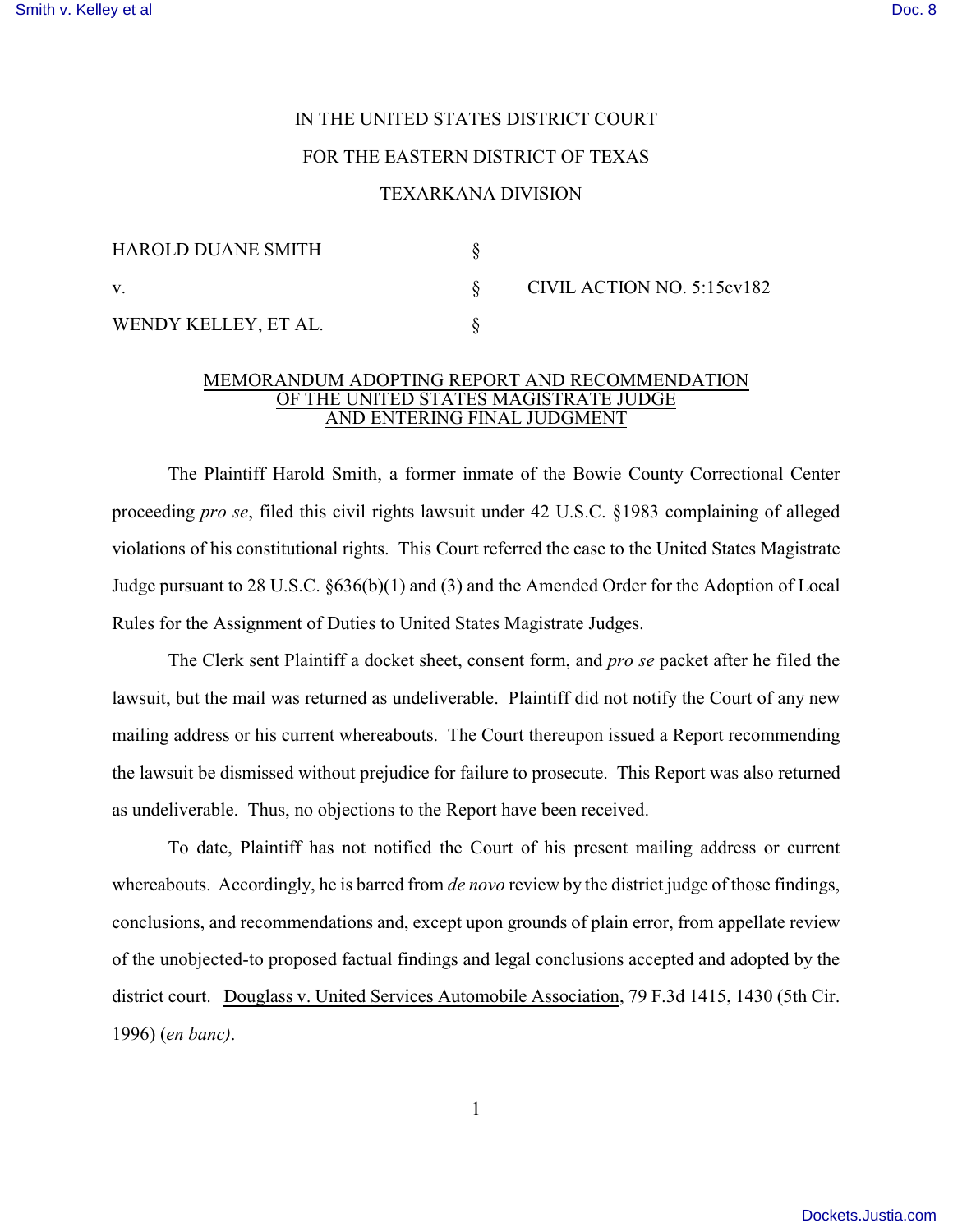IN THE UNITED STATES DISTRICT COURT

FOR THE EASTERN DISTRICT OF TEXAS

TEXARKANA DIVISION

| | | |
|---|---|---|
| HAROLD DUANE SMITH | § | |
| v. | § | CIVIL ACTION NO. 5:15cv182 |
| WENDY KELLEY, ET AL. | § | |

<u>MEMORANDUM ADOPTING REPORT AND RECOMMENDATION
OF THE UNITED STATES MAGISTRATE JUDGE
AND ENTERING FINAL JUDGMENT</u>

The Plaintiff Harold Smith, a former inmate of the Bowie County Correctional Center proceeding *pro se*, filed this civil rights lawsuit under 42 U.S.C. §1983 complaining of alleged violations of his constitutional rights. This Court referred the case to the United States Magistrate Judge pursuant to 28 U.S.C. §636(b)(1) and (3) and the Amended Order for the Adoption of Local Rules for the Assignment of Duties to United States Magistrate Judges.

The Clerk sent Plaintiff a docket sheet, consent form, and *pro se* packet after he filed the lawsuit, but the mail was returned as undeliverable. Plaintiff did not notify the Court of any new mailing address or his current whereabouts. The Court thereupon issued a Report recommending the lawsuit be dismissed without prejudice for failure to prosecute. This Report was also returned as undeliverable. Thus, no objections to the Report have been received.

To date, Plaintiff has not notified the Court of his present mailing address or current whereabouts. Accordingly, he is barred from *de novo* review by the district judge of those findings, conclusions, and recommendations and, except upon grounds of plain error, from appellate review of the unobjected-to proposed factual findings and legal conclusions accepted and adopted by the district court. <u>Douglass v. United Services Automobile Association</u>, 79 F.3d 1415, 1430 (5th Cir. 1996) (*en banc)*.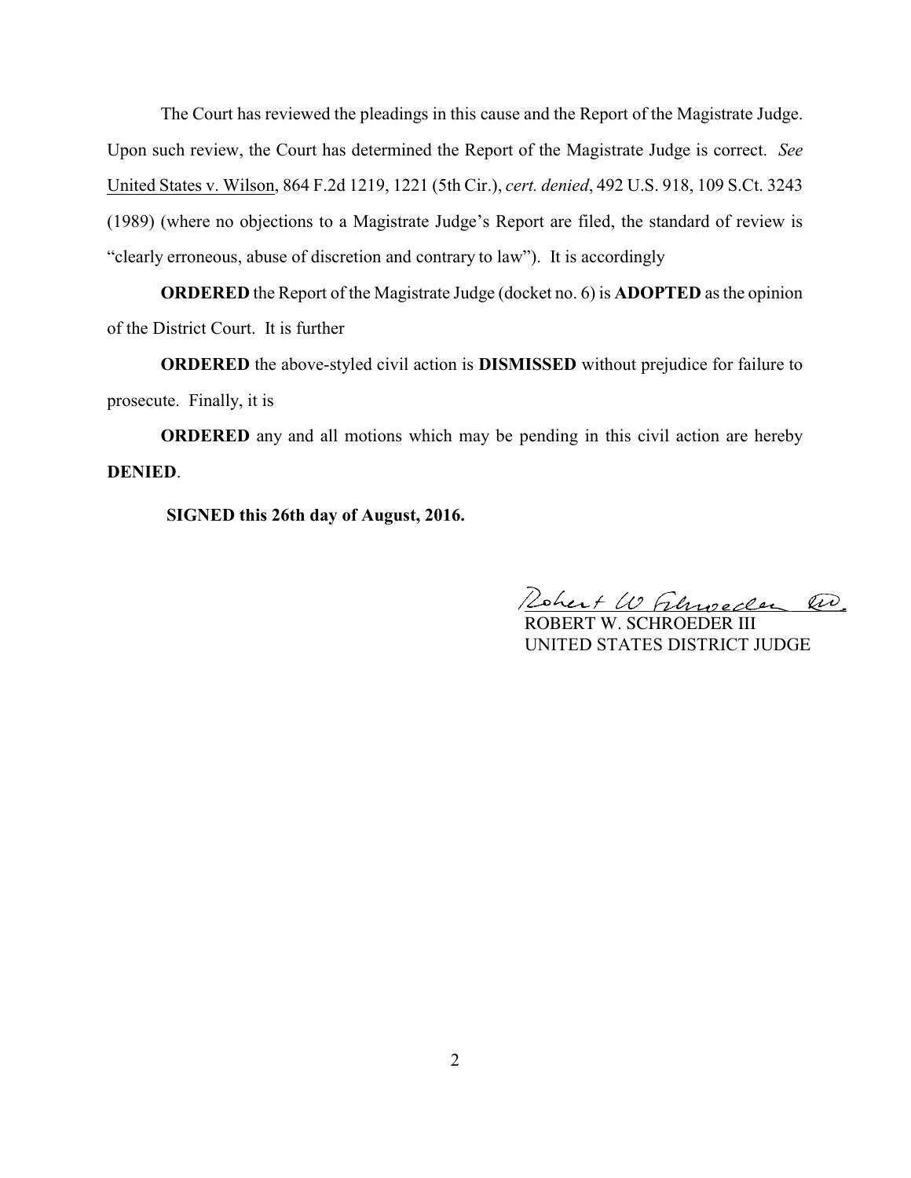The Court has reviewed the pleadings in this cause and the Report of the Magistrate Judge. Upon such review, the Court has determined the Report of the Magistrate Judge is correct. *See* United States v. Wilson, 864 F.2d 1219, 1221 (5th Cir.), *cert. denied*, 492 U.S. 918, 109 S.Ct. 3243 (1989) (where no objections to a Magistrate Judge's Report are filed, the standard of review is "clearly erroneous, abuse of discretion and contrary to law"). It is accordingly

**ORDERED** the Report of the Magistrate Judge (docket no. 6) is **ADOPTED** as the opinion of the District Court. It is further

**ORDERED** the above-styled civil action is **DISMISSED** without prejudice for failure to prosecute. Finally, it is

**ORDERED** any and all motions which may be pending in this civil action are hereby **DENIED**.

**SIGNED this 26th day of August, 2016.**

Robert W Schroeder III

ROBERT W. SCHROEDER III
UNITED STATES DISTRICT JUDGE